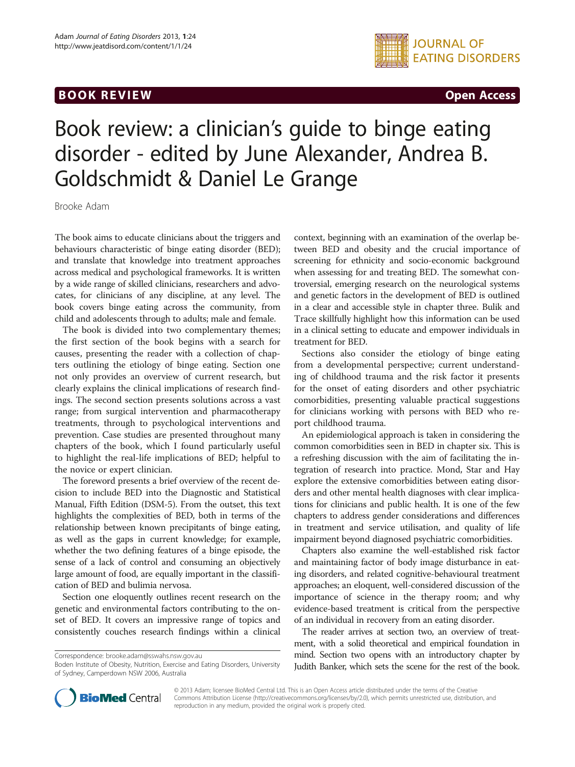BOOK REVIEW

Open Access

# Book review: a clinician's guide to binge eating disorder - edited by June Alexander, Andrea B. Goldschmidt & Daniel Le Grange

Brooke Adam

The book aims to educate clinicians about the triggers and behaviours characteristic of binge eating disorder (BED); and translate that knowledge into treatment approaches across medical and psychological frameworks. It is written by a wide range of skilled clinicians, researchers and advocates, for clinicians of any discipline, at any level. The book covers binge eating across the community, from child and adolescents through to adults; male and female.

The book is divided into two complementary themes; the first section of the book begins with a search for causes, presenting the reader with a collection of chapters outlining the etiology of binge eating. Section one not only provides an overview of current research, but clearly explains the clinical implications of research findings. The second section presents solutions across a vast range; from surgical intervention and pharmacotherapy treatments, through to psychological interventions and prevention. Case studies are presented throughout many chapters of the book, which I found particularly useful to highlight the real-life implications of BED; helpful to the novice or expert clinician.

The foreword presents a brief overview of the recent decision to include BED into the Diagnostic and Statistical Manual, Fifth Edition (DSM-5). From the outset, this text highlights the complexities of BED, both in terms of the relationship between known precipitants of binge eating, as well as the gaps in current knowledge; for example, whether the two defining features of a binge episode, the sense of a lack of control and consuming an objectively large amount of food, are equally important in the classification of BED and bulimia nervosa.

Section one eloquently outlines recent research on the genetic and environmental factors contributing to the onset of BED. It covers an impressive range of topics and consistently couches research findings within a clinical context, beginning with an examination of the overlap between BED and obesity and the crucial importance of screening for ethnicity and socio-economic background when assessing for and treating BED. The somewhat controversial, emerging research on the neurological systems and genetic factors in the development of BED is outlined in a clear and accessible style in chapter three. Bulik and Trace skillfully highlight how this information can be used in a clinical setting to educate and empower individuals in treatment for BED.

Sections also consider the etiology of binge eating from a developmental perspective; current understanding of childhood trauma and the risk factor it presents for the onset of eating disorders and other psychiatric comorbidities, presenting valuable practical suggestions for clinicians working with persons with BED who report childhood trauma.

An epidemiological approach is taken in considering the common comorbidities seen in BED in chapter six. This is a refreshing discussion with the aim of facilitating the integration of research into practice. Mond, Star and Hay explore the extensive comorbidities between eating disorders and other mental health diagnoses with clear implications for clinicians and public health. It is one of the few chapters to address gender considerations and differences in treatment and service utilisation, and quality of life impairment beyond diagnosed psychiatric comorbidities.

Chapters also examine the well-established risk factor and maintaining factor of body image disturbance in eating disorders, and related cognitive-behavioural treatment approaches; an eloquent, well-considered discussion of the importance of science in the therapy room; and why evidence-based treatment is critical from the perspective of an individual in recovery from an eating disorder.

The reader arrives at section two, an overview of treatment, with a solid theoretical and empirical foundation in mind. Section two opens with an introductory chapter by Judith Banker, which sets the scene for the rest of the book.

Correspondence: brooke.adam@sswahs.nsw.gov.au
Boden Institute of Obesity, Nutrition, Exercise and Eating Disorders, University of Sydney, Camperdown NSW 2006, Australia

© 2013 Adam; licensee BioMed Central Ltd. This is an Open Access article distributed under the terms of the Creative Commons Attribution License (http://creativecommons.org/licenses/by/2.0), which permits unrestricted use, distribution, and reproduction in any medium, provided the original work is properly cited.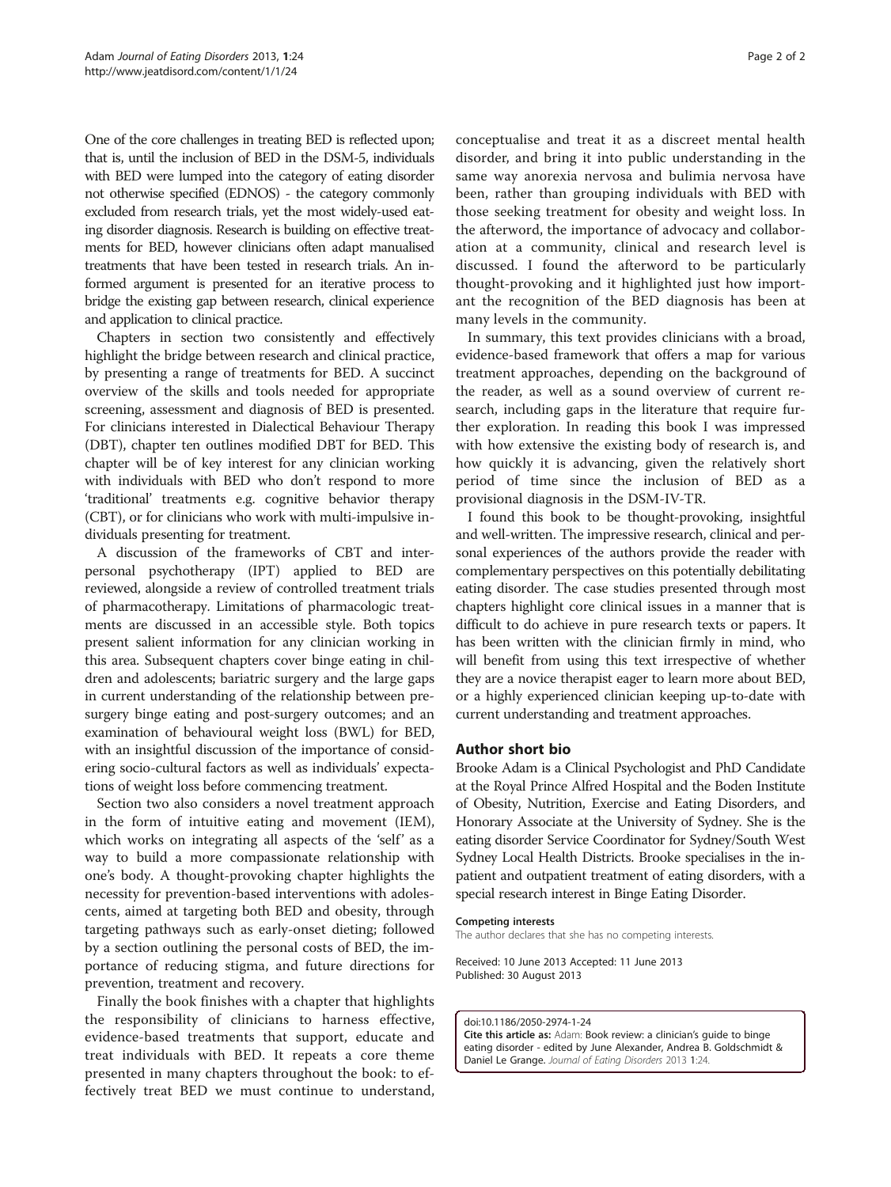One of the core challenges in treating BED is reflected upon; that is, until the inclusion of BED in the DSM-5, individuals with BED were lumped into the category of eating disorder not otherwise specified (EDNOS) - the category commonly excluded from research trials, yet the most widely-used eating disorder diagnosis. Research is building on effective treatments for BED, however clinicians often adapt manualised treatments that have been tested in research trials. An informed argument is presented for an iterative process to bridge the existing gap between research, clinical experience and application to clinical practice.

Chapters in section two consistently and effectively highlight the bridge between research and clinical practice, by presenting a range of treatments for BED. A succinct overview of the skills and tools needed for appropriate screening, assessment and diagnosis of BED is presented. For clinicians interested in Dialectical Behaviour Therapy (DBT), chapter ten outlines modified DBT for BED. This chapter will be of key interest for any clinician working with individuals with BED who don't respond to more 'traditional' treatments e.g. cognitive behavior therapy (CBT), or for clinicians who work with multi-impulsive individuals presenting for treatment.

A discussion of the frameworks of CBT and interpersonal psychotherapy (IPT) applied to BED are reviewed, alongside a review of controlled treatment trials of pharmacotherapy. Limitations of pharmacologic treatments are discussed in an accessible style. Both topics present salient information for any clinician working in this area. Subsequent chapters cover binge eating in children and adolescents; bariatric surgery and the large gaps in current understanding of the relationship between presurgery binge eating and post-surgery outcomes; and an examination of behavioural weight loss (BWL) for BED, with an insightful discussion of the importance of considering socio-cultural factors as well as individuals' expectations of weight loss before commencing treatment.

Section two also considers a novel treatment approach in the form of intuitive eating and movement (IEM), which works on integrating all aspects of the 'self' as a way to build a more compassionate relationship with one's body. A thought-provoking chapter highlights the necessity for prevention-based interventions with adolescents, aimed at targeting both BED and obesity, through targeting pathways such as early-onset dieting; followed by a section outlining the personal costs of BED, the importance of reducing stigma, and future directions for prevention, treatment and recovery.

Finally the book finishes with a chapter that highlights the responsibility of clinicians to harness effective, evidence-based treatments that support, educate and treat individuals with BED. It repeats a core theme presented in many chapters throughout the book: to effectively treat BED we must continue to understand, conceptualise and treat it as a discreet mental health disorder, and bring it into public understanding in the same way anorexia nervosa and bulimia nervosa have been, rather than grouping individuals with BED with those seeking treatment for obesity and weight loss. In the afterword, the importance of advocacy and collaboration at a community, clinical and research level is discussed. I found the afterword to be particularly thought-provoking and it highlighted just how important the recognition of the BED diagnosis has been at many levels in the community.

In summary, this text provides clinicians with a broad, evidence-based framework that offers a map for various treatment approaches, depending on the background of the reader, as well as a sound overview of current research, including gaps in the literature that require further exploration. In reading this book I was impressed with how extensive the existing body of research is, and how quickly it is advancing, given the relatively short period of time since the inclusion of BED as a provisional diagnosis in the DSM-IV-TR.

I found this book to be thought-provoking, insightful and well-written. The impressive research, clinical and personal experiences of the authors provide the reader with complementary perspectives on this potentially debilitating eating disorder. The case studies presented through most chapters highlight core clinical issues in a manner that is difficult to do achieve in pure research texts or papers. It has been written with the clinician firmly in mind, who will benefit from using this text irrespective of whether they are a novice therapist eager to learn more about BED, or a highly experienced clinician keeping up-to-date with current understanding and treatment approaches.

## Author short bio

Brooke Adam is a Clinical Psychologist and PhD Candidate at the Royal Prince Alfred Hospital and the Boden Institute of Obesity, Nutrition, Exercise and Eating Disorders, and Honorary Associate at the University of Sydney. She is the eating disorder Service Coordinator for Sydney/South West Sydney Local Health Districts. Brooke specialises in the inpatient and outpatient treatment of eating disorders, with a special research interest in Binge Eating Disorder.

#### Competing interests

The author declares that she has no competing interests.

Received: 10 June 2013 Accepted: 11 June 2013
Published: 30 August 2013

doi:10.1186/2050-2974-1-24

**Cite this article as:** Adam: Book review: a clinician's guide to binge eating disorder - edited by June Alexander, Andrea B. Goldschmidt & Daniel Le Grange. *Journal of Eating Disorders* 2013 **1**:24.